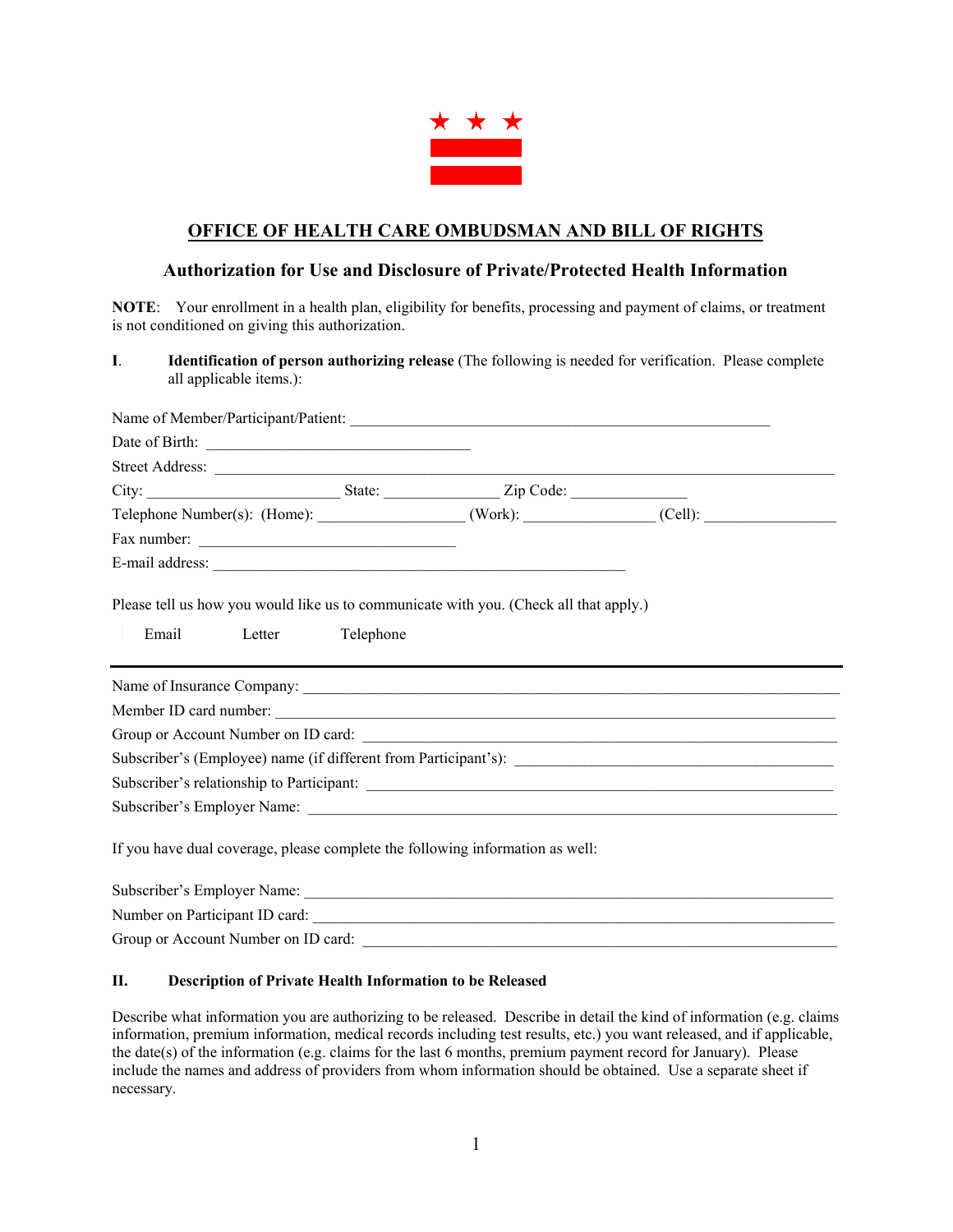# OFFICE OF HEALTH CARE OMBUDSMAN AND BILL OF RIGHTS

## Authorization for Use and Disclosure of Private/Protected Health Information

**NOTE**: Your enrollment in a health plan, eligibility for benefits, processing and payment of claims, or treatment is not conditioned on giving this authorization.

**I. Identification of person authorizing release** (The following is needed for verification. Please complete all applicable items.):

Name of Member/Participant/Patient: ___________________________________________________

Date of Birth: __________________________________

Street Address: ___________________________________________________________________________

City: ________________________ State: ______________ Zip Code: ______________

Telephone Number(s): (Home): __________________ (Work): ________________ (Cell): ________________

Fax number: ________________________________

E-mail address: _____________________________________________________

Please tell us how you would like us to communicate with you. (Check all that apply.)

Email    Letter    Telephone

---

Name of Insurance Company: _______________________________________________________________

Member ID card number: ___________________________________________________________________

Group or Account Number on ID card: _______________________________________________________

Subscriber's (Employee) name (if different from Participant's): _________________________________________

Subscriber's relationship to Participant: ______________________________________________________

Subscriber's Employer Name: _______________________________________________________________

If you have dual coverage, please complete the following information as well:

Subscriber's Employer Name: _______________________________________________________________

Number on Participant ID card: _____________________________________________________________

Group or Account Number on ID card: _______________________________________________________

**II. Description of Private Health Information to be Released**

Describe what information you are authorizing to be released. Describe in detail the kind of information (e.g. claims information, premium information, medical records including test results, etc.) you want released, and if applicable, the date(s) of the information (e.g. claims for the last 6 months, premium payment record for January). Please include the names and address of providers from whom information should be obtained. Use a separate sheet if necessary.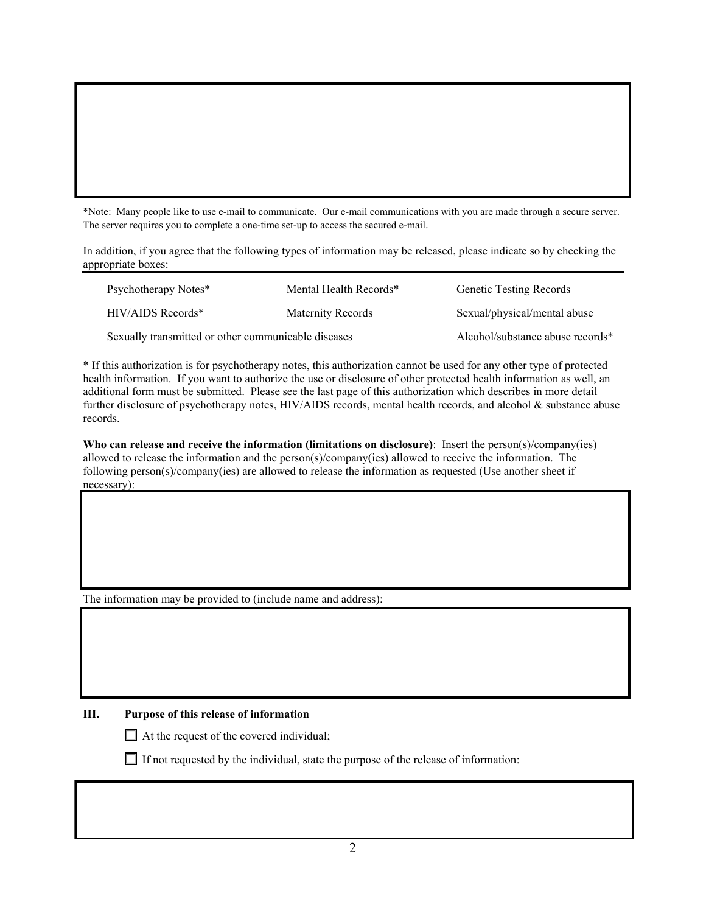*Note: Many people like to use e-mail to communicate. Our e-mail communications with you are made through a secure server. The server requires you to complete a one-time set-up to access the secured e-mail.

In addition, if you agree that the following types of information may be released, please indicate so by checking the appropriate boxes:

| | | |
|---|---|---|
| Psychotherapy Notes* | Mental Health Records* | Genetic Testing Records |
| HIV/AIDS Records* | Maternity Records | Sexual/physical/mental abuse |
| Sexually transmitted or other communicable diseases | | Alcohol/substance abuse records* |

* If this authorization is for psychotherapy notes, this authorization cannot be used for any other type of protected health information. If you want to authorize the use or disclosure of other protected health information as well, an additional form must be submitted. Please see the last page of this authorization which describes in more detail further disclosure of psychotherapy notes, HIV/AIDS records, mental health records, and alcohol & substance abuse records.

**Who can release and receive the information (limitations on disclosure)**: Insert the person(s)/company(ies) allowed to release the information and the person(s)/company(ies) allowed to receive the information. The following person(s)/company(ies) are allowed to release the information as requested (Use another sheet if necessary):

The information may be provided to (include name and address):

**III. Purpose of this release of information**

- ☐ At the request of the covered individual;
- ☐ If not requested by the individual, state the purpose of the release of information: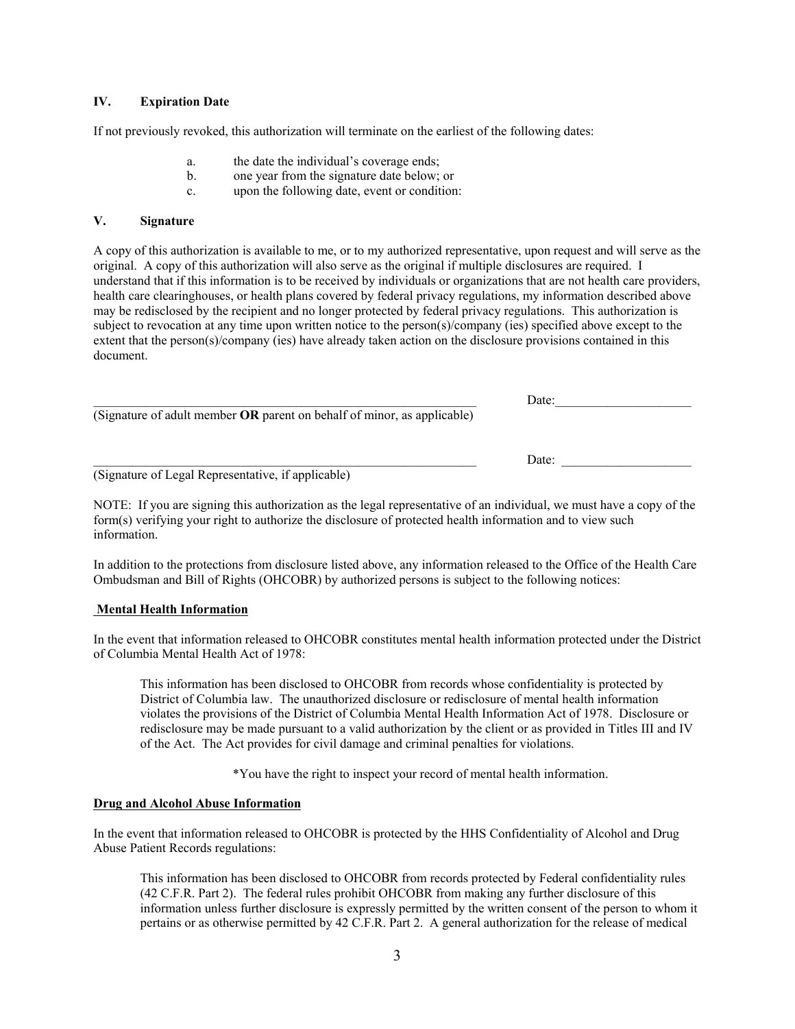### IV. Expiration Date

If not previously revoked, this authorization will terminate on the earliest of the following dates:

a. the date the individual's coverage ends;
b. one year from the signature date below; or
c. upon the following date, event or condition:

### V. Signature

A copy of this authorization is available to me, or to my authorized representative, upon request and will serve as the original. A copy of this authorization will also serve as the original if multiple disclosures are required. I understand that if this information is to be received by individuals or organizations that are not health care providers, health care clearinghouses, or health plans covered by federal privacy regulations, my information described above may be redisclosed by the recipient and no longer protected by federal privacy regulations. This authorization is subject to revocation at any time upon written notice to the person(s)/company (ies) specified above except to the extent that the person(s)/company (ies) have already taken action on the disclosure provisions contained in this document.

_____________________________________________________________ Date:_____________________
(Signature of adult member **OR** parent on behalf of minor, as applicable)

_____________________________________________________________ Date: ____________________
(Signature of Legal Representative, if applicable)

NOTE: If you are signing this authorization as the legal representative of an individual, we must have a copy of the form(s) verifying your right to authorize the disclosure of protected health information and to view such information.

In addition to the protections from disclosure listed above, any information released to the Office of the Health Care Ombudsman and Bill of Rights (OHCOBR) by authorized persons is subject to the following notices:

**<u>Mental Health Information</u>**

In the event that information released to OHCOBR constitutes mental health information protected under the District of Columbia Mental Health Act of 1978:

> This information has been disclosed to OHCOBR from records whose confidentiality is protected by District of Columbia law. The unauthorized disclosure or redisclosure of mental health information violates the provisions of the District of Columbia Mental Health Information Act of 1978. Disclosure or redisclosure may be made pursuant to a valid authorization by the client or as provided in Titles III and IV of the Act. The Act provides for civil damage and criminal penalties for violations.
>
> *You have the right to inspect your record of mental health information.

**<u>Drug and Alcohol Abuse Information</u>**

In the event that information released to OHCOBR is protected by the HHS Confidentiality of Alcohol and Drug Abuse Patient Records regulations:

> This information has been disclosed to OHCOBR from records protected by Federal confidentiality rules (42 C.F.R. Part 2). The federal rules prohibit OHCOBR from making any further disclosure of this information unless further disclosure is expressly permitted by the written consent of the person to whom it pertains or as otherwise permitted by 42 C.F.R. Part 2. A general authorization for the release of medical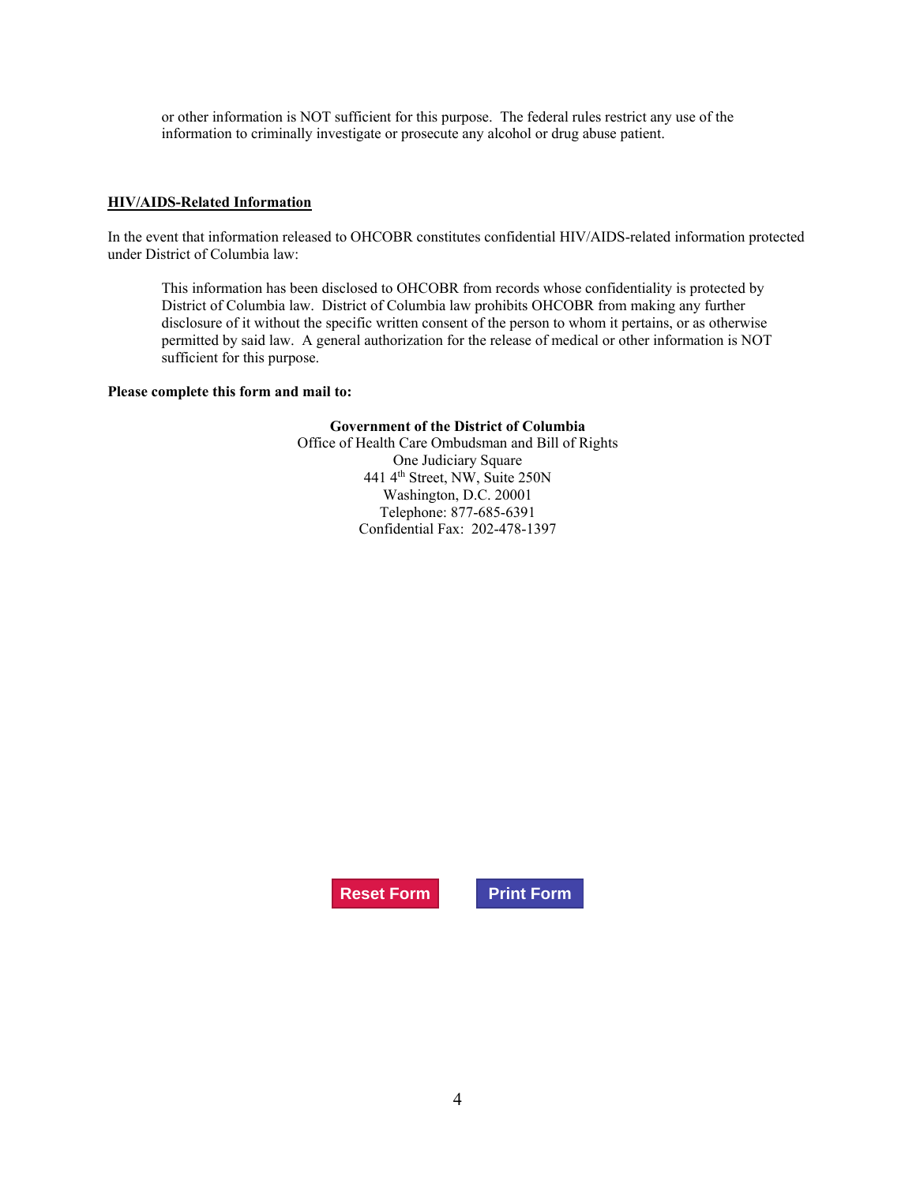or other information is NOT sufficient for this purpose. The federal rules restrict any use of the information to criminally investigate or prosecute any alcohol or drug abuse patient.

**HIV/AIDS-Related Information**

In the event that information released to OHCOBR constitutes confidential HIV/AIDS-related information protected under District of Columbia law:

> This information has been disclosed to OHCOBR from records whose confidentiality is protected by District of Columbia law. District of Columbia law prohibits OHCOBR from making any further disclosure of it without the specific written consent of the person to whom it pertains, or as otherwise permitted by said law. A general authorization for the release of medical or other information is NOT sufficient for this purpose.

**Please complete this form and mail to:**

**Government of the District of Columbia**
Office of Health Care Ombudsman and Bill of Rights
One Judiciary Square
441 4th Street, NW, Suite 250N
Washington, D.C. 20001
Telephone: 877-685-6391
Confidential Fax: 202-478-1397

Reset Form    Print Form